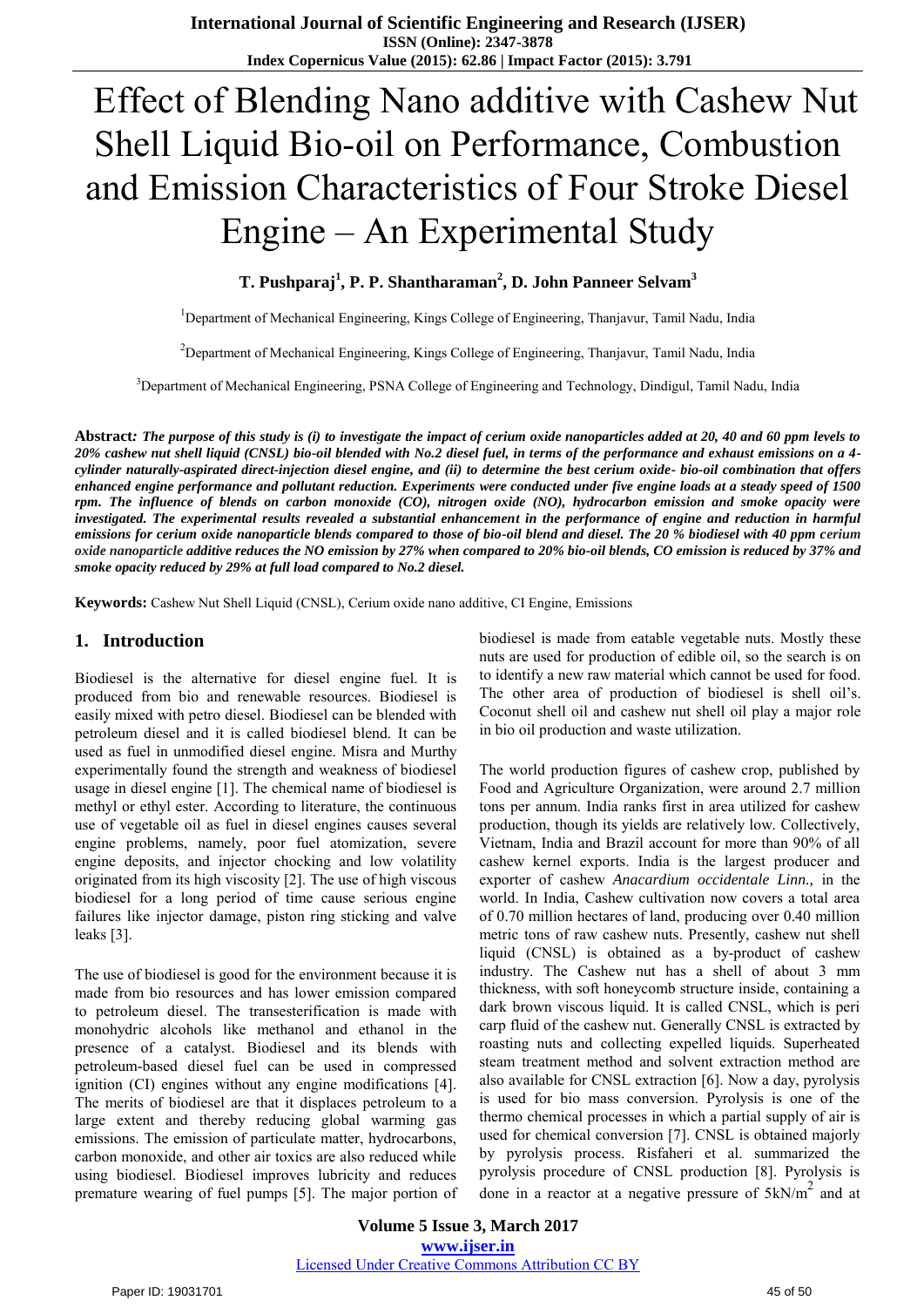# Effect of Blending Nano additive with Cashew Nut Shell Liquid Bio-oil on Performance, Combustion and Emission Characteristics of Four Stroke Diesel Engine – An Experimental Study

**T. Pushparaj[1], P. P. Shantharaman[2], D. John Panneer Selvam[3]**

[1]Department of Mechanical Engineering, Kings College of Engineering, Thanjavur, Tamil Nadu, India

[2]Department of Mechanical Engineering, Kings College of Engineering, Thanjavur, Tamil Nadu, India

[3]Department of Mechanical Engineering, PSNA College of Engineering and Technology, Dindigul, Tamil Nadu, India

**Abstract***: The purpose of this study is (i) to investigate the impact of cerium oxide nanoparticles added at 20, 40 and 60 ppm levels to 20% cashew nut shell liquid (CNSL) bio-oil blended with No.2 diesel fuel, in terms of the performance and exhaust emissions on a 4-cylinder naturally-aspirated direct-injection diesel engine, and (ii) to determine the best cerium oxide- bio-oil combination that offers enhanced engine performance and pollutant reduction. Experiments were conducted under five engine loads at a steady speed of 1500 rpm. The influence of blends on carbon monoxide (CO), nitrogen oxide (NO), hydrocarbon emission and smoke opacity were investigated. The experimental results revealed a substantial enhancement in the performance of engine and reduction in harmful emissions for cerium oxide nanoparticle blends compared to those of bio-oil blend and diesel. The 20 % biodiesel with 40 ppm cerium oxide nanoparticle additive reduces the NO emission by 27% when compared to 20% bio-oil blends, CO emission is reduced by 37% and smoke opacity reduced by 29% at full load compared to No.2 diesel.*

**Keywords:** Cashew Nut Shell Liquid (CNSL), Cerium oxide nano additive, CI Engine, Emissions

## 1. Introduction

Biodiesel is the alternative for diesel engine fuel. It is produced from bio and renewable resources. Biodiesel is easily mixed with petro diesel. Biodiesel can be blended with petroleum diesel and it is called biodiesel blend. It can be used as fuel in unmodified diesel engine. Misra and Murthy experimentally found the strength and weakness of biodiesel usage in diesel engine [1]. The chemical name of biodiesel is methyl or ethyl ester. According to literature, the continuous use of vegetable oil as fuel in diesel engines causes several engine problems, namely, poor fuel atomization, severe engine deposits, and injector chocking and low volatility originated from its high viscosity [2]. The use of high viscous biodiesel for a long period of time cause serious engine failures like injector damage, piston ring sticking and valve leaks [3].

The use of biodiesel is good for the environment because it is made from bio resources and has lower emission compared to petroleum diesel. The transesterification is made with monohydric alcohols like methanol and ethanol in the presence of a catalyst. Biodiesel and its blends with petroleum-based diesel fuel can be used in compressed ignition (CI) engines without any engine modifications [4]. The merits of biodiesel are that it displaces petroleum to a large extent and thereby reducing global warming gas emissions. The emission of particulate matter, hydrocarbons, carbon monoxide, and other air toxics are also reduced while using biodiesel. Biodiesel improves lubricity and reduces premature wearing of fuel pumps [5]. The major portion of biodiesel is made from eatable vegetable nuts. Mostly these nuts are used for production of edible oil, so the search is on to identify a new raw material which cannot be used for food. The other area of production of biodiesel is shell oil's. Coconut shell oil and cashew nut shell oil play a major role in bio oil production and waste utilization.

The world production figures of cashew crop, published by Food and Agriculture Organization, were around 2.7 million tons per annum. India ranks first in area utilized for cashew production, though its yields are relatively low. Collectively, Vietnam, India and Brazil account for more than 90% of all cashew kernel exports. India is the largest producer and exporter of cashew *Anacardium occidentale Linn.,* in the world. In India, Cashew cultivation now covers a total area of 0.70 million hectares of land, producing over 0.40 million metric tons of raw cashew nuts. Presently, cashew nut shell liquid (CNSL) is obtained as a by-product of cashew industry. The Cashew nut has a shell of about 3 mm thickness, with soft honeycomb structure inside, containing a dark brown viscous liquid. It is called CNSL, which is peri carp fluid of the cashew nut. Generally CNSL is extracted by roasting nuts and collecting expelled liquids. Superheated steam treatment method and solvent extraction method are also available for CNSL extraction [6]. Now a day, pyrolysis is used for bio mass conversion. Pyrolysis is one of the thermo chemical processes in which a partial supply of air is used for chemical conversion [7]. CNSL is obtained majorly by pyrolysis process. Risfaheri et al. summarized the pyrolysis procedure of CNSL production [8]. Pyrolysis is done in a reactor at a negative pressure of $5kN/m^2$ and at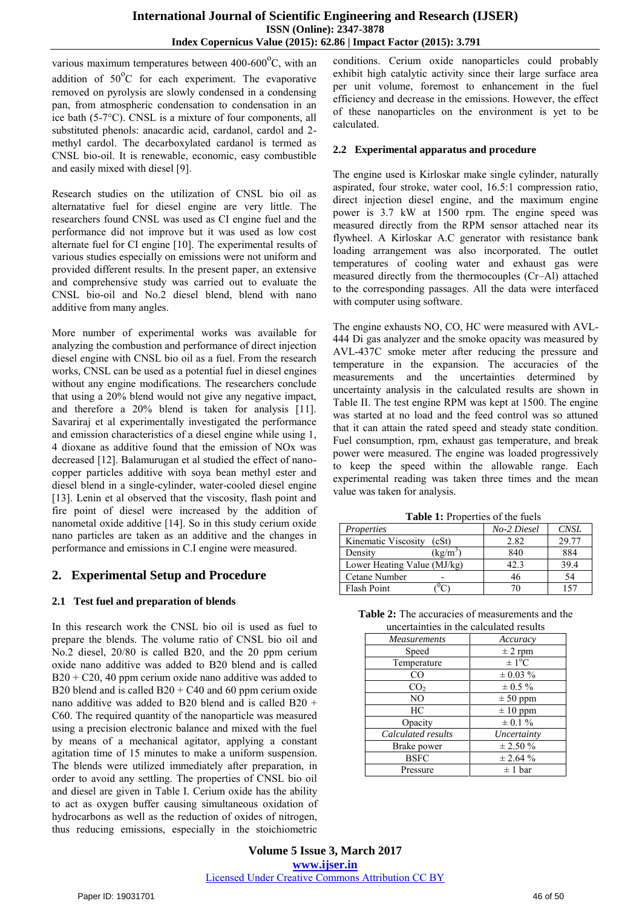various maximum temperatures between 400-600$^{o}$C, with an addition of 50$^{o}$C for each experiment. The evaporative removed on pyrolysis are slowly condensed in a condensing pan, from atmospheric condensation to condensation in an ice bath (5-7°C). CNSL is a mixture of four components, all substituted phenols: anacardic acid, cardanol, cardol and 2-methyl cardol. The decarboxylated cardanol is termed as CNSL bio-oil. It is renewable, economic, easy combustible and easily mixed with diesel [9].

Research studies on the utilization of CNSL bio oil as alternatative fuel for diesel engine are very little. The researchers found CNSL was used as CI engine fuel and the performance did not improve but it was used as low cost alternate fuel for CI engine [10]. The experimental results of various studies especially on emissions were not uniform and provided different results. In the present paper, an extensive and comprehensive study was carried out to evaluate the CNSL bio-oil and No.2 diesel blend, blend with nano additive from many angles.

More number of experimental works was available for analyzing the combustion and performance of direct injection diesel engine with CNSL bio oil as a fuel. From the research works, CNSL can be used as a potential fuel in diesel engines without any engine modifications. The researchers conclude that using a 20% blend would not give any negative impact, and therefore a 20% blend is taken for analysis [11]. Savariraj et al experimentally investigated the performance and emission characteristics of a diesel engine while using 1, 4 dioxane as additive found that the emission of NOx was decreased [12]. Balamurugan et al studied the effect of nano-copper particles additive with soya bean methyl ester and diesel blend in a single-cylinder, water-cooled diesel engine [13]. Lenin et al observed that the viscosity, flash point and fire point of diesel were increased by the addition of nanometal oxide additive [14]. So in this study cerium oxide nano particles are taken as an additive and the changes in performance and emissions in C.I engine were measured.

## 2. Experimental Setup and Procedure

### 2.1 Test fuel and preparation of blends

In this research work the CNSL bio oil is used as fuel to prepare the blends. The volume ratio of CNSL bio oil and No.2 diesel, 20/80 is called B20, and the 20 ppm cerium oxide nano additive was added to B20 blend and is called B20 + C20, 40 ppm cerium oxide nano additive was added to B20 blend and is called B20 + C40 and 60 ppm cerium oxide nano additive was added to B20 blend and is called B20 + C60. The required quantity of the nanoparticle was measured using a precision electronic balance and mixed with the fuel by means of a mechanical agitator, applying a constant agitation time of 15 minutes to make a uniform suspension. The blends were utilized immediately after preparation, in order to avoid any settling. The properties of CNSL bio oil and diesel are given in Table I. Cerium oxide has the ability to act as oxygen buffer causing simultaneous oxidation of hydrocarbons as well as the reduction of oxides of nitrogen, thus reducing emissions, especially in the stoichiometric conditions. Cerium oxide nanoparticles could probably exhibit high catalytic activity since their large surface area per unit volume, foremost to enhancement in the fuel efficiency and decrease in the emissions. However, the effect of these nanoparticles on the environment is yet to be calculated.

### 2.2 Experimental apparatus and procedure

The engine used is Kirloskar make single cylinder, naturally aspirated, four stroke, water cool, 16.5:1 compression ratio, direct injection diesel engine, and the maximum engine power is 3.7 kW at 1500 rpm. The engine speed was measured directly from the RPM sensor attached near its flywheel. A Kirloskar A.C generator with resistance bank loading arrangement was also incorporated. The outlet temperatures of cooling water and exhaust gas were measured directly from the thermocouples (Cr–Al) attached to the corresponding passages. All the data were interfaced with computer using software.

The engine exhausts NO, CO, HC were measured with AVL-444 Di gas analyzer and the smoke opacity was measured by AVL-437C smoke meter after reducing the pressure and temperature in the expansion. The accuracies of the measurements and the uncertainties determined by uncertainty analysis in the calculated results are shown in Table II. The test engine RPM was kept at 1500. The engine was started at no load and the feed control was so attuned that it can attain the rated speed and steady state condition. Fuel consumption, rpm, exhaust gas temperature, and break power were measured. The engine was loaded progressively to keep the speed within the allowable range. Each experimental reading was taken three times and the mean value was taken for analysis.

**Table 1:** Properties of the fuels

| *Properties* | *No-2 Diesel* | *CNSL* |
|---|---|---|
| Kinematic Viscosity (cSt) | 2.82 | 29.77 |
| Density (kg/m$^3$) | 840 | 884 |
| Lower Heating Value (MJ/kg) | 42.3 | 39.4 |
| Cetane Number - | 46 | 54 |
| Flash Point ($^0$C) | 70 | 157 |

**Table 2:** The accuracies of measurements and the uncertainties in the calculated results

| *Measurements* | *Accuracy* |
|---|---|
| Speed | ± 2 rpm |
| Temperature | ± 1$^o$C |
| CO | ± 0.03 % |
| $CO_2$ | ± 0.5 % |
| NO | ± 50 ppm |
| HC | ± 10 ppm |
| Opacity | ± 0.1 % |
| *Calculated results* | *Uncertainty* |
| Brake power | ± 2.50 % |
| BSFC | ± 2.64 % |
| Pressure | ± 1 bar |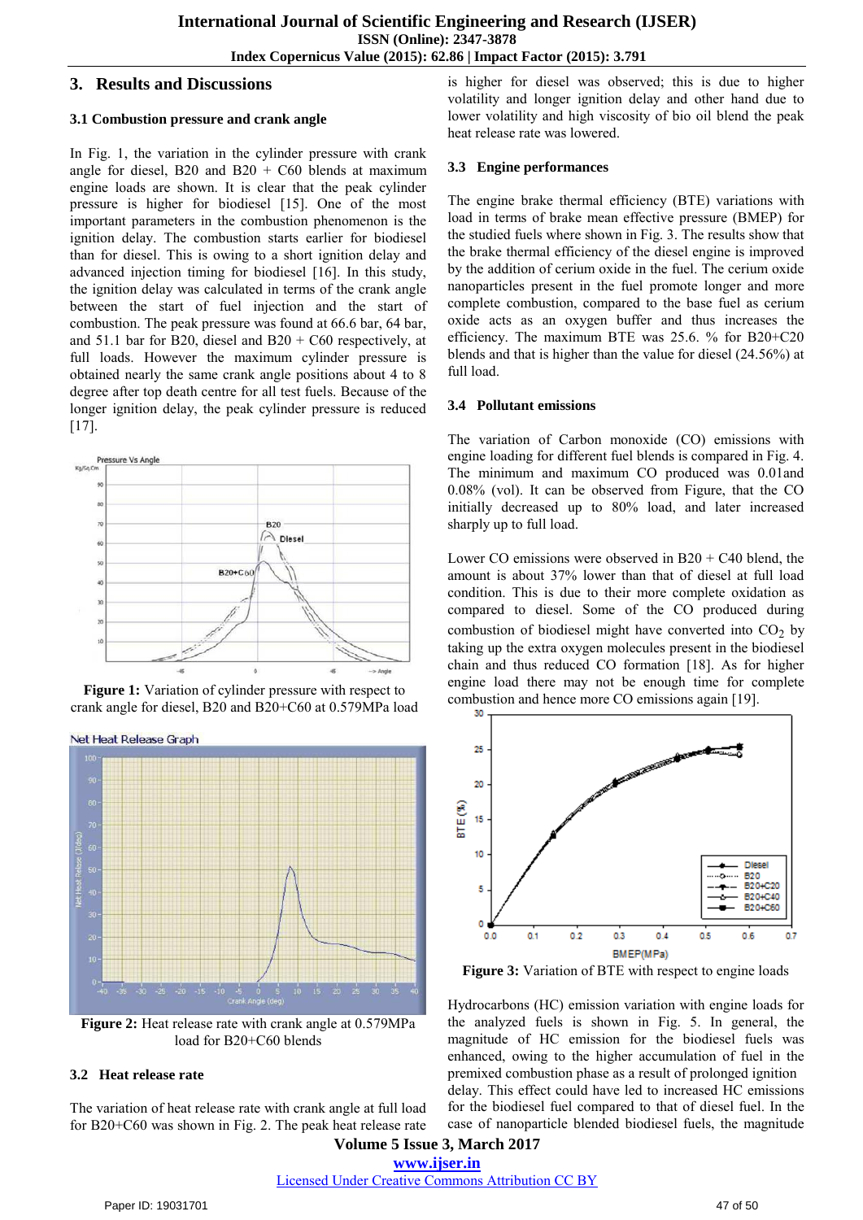## 3. Results and Discussions

### 3.1 Combustion pressure and crank angle

In Fig. 1, the variation in the cylinder pressure with crank angle for diesel, B20 and B20 + C60 blends at maximum engine loads are shown. It is clear that the peak cylinder pressure is higher for biodiesel [15]. One of the most important parameters in the combustion phenomenon is the ignition delay. The combustion starts earlier for biodiesel than for diesel. This is owing to a short ignition delay and advanced injection timing for biodiesel [16]. In this study, the ignition delay was calculated in terms of the crank angle between the start of fuel injection and the start of combustion. The peak pressure was found at 66.6 bar, 64 bar, and 51.1 bar for B20, diesel and B20 + C60 respectively, at full loads. However the maximum cylinder pressure is obtained nearly the same crank angle positions about 4 to 8 degree after top death centre for all test fuels. Because of the longer ignition delay, the peak cylinder pressure is reduced [17].

**Figure 1:** Variation of cylinder pressure with respect to crank angle for diesel, B20 and B20+C60 at 0.579MPa load

**Figure 2:** Heat release rate with crank angle at 0.579MPa load for B20+C60 blends

### 3.2 Heat release rate

The variation of heat release rate with crank angle at full load for B20+C60 was shown in Fig. 2. The peak heat release rate is higher for diesel was observed; this is due to higher volatility and longer ignition delay and other hand due to lower volatility and high viscosity of bio oil blend the peak heat release rate was lowered.

### 3.3 Engine performances

The engine brake thermal efficiency (BTE) variations with load in terms of brake mean effective pressure (BMEP) for the studied fuels where shown in Fig. 3. The results show that the brake thermal efficiency of the diesel engine is improved by the addition of cerium oxide in the fuel. The cerium oxide nanoparticles present in the fuel promote longer and more complete combustion, compared to the base fuel as cerium oxide acts as an oxygen buffer and thus increases the efficiency. The maximum BTE was 25.6. % for B20+C20 blends and that is higher than the value for diesel (24.56%) at full load.

### 3.4 Pollutant emissions

The variation of Carbon monoxide (CO) emissions with engine loading for different fuel blends is compared in Fig. 4. The minimum and maximum CO produced was 0.01and 0.08% (vol). It can be observed from Figure, that the CO initially decreased up to 80% load, and later increased sharply up to full load.

Lower CO emissions were observed in B20 + C40 blend, the amount is about 37% lower than that of diesel at full load condition. This is due to their more complete oxidation as compared to diesel. Some of the CO produced during combustion of biodiesel might have converted into $CO_2$ by taking up the extra oxygen molecules present in the biodiesel chain and thus reduced CO formation [18]. As for higher engine load there may not be enough time for complete combustion and hence more CO emissions again [19].

**Figure 3:** Variation of BTE with respect to engine loads

Hydrocarbons (HC) emission variation with engine loads for the analyzed fuels is shown in Fig. 5. In general, the magnitude of HC emission for the biodiesel fuels was enhanced, owing to the higher accumulation of fuel in the premixed combustion phase as a result of prolonged ignition delay. This effect could have led to increased HC emissions for the biodiesel fuel compared to that of diesel fuel. In the case of nanoparticle blended biodiesel fuels, the magnitude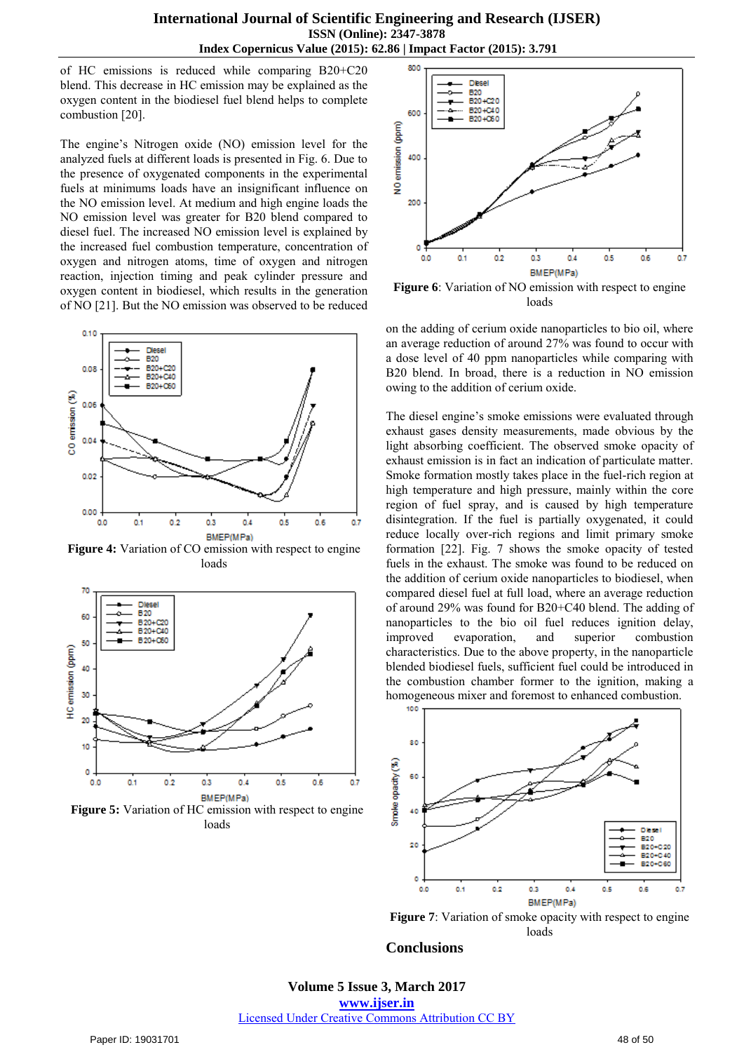of HC emissions is reduced while comparing B20+C20 blend. This decrease in HC emission may be explained as the oxygen content in the biodiesel fuel blend helps to complete combustion [20].

The engine's Nitrogen oxide (NO) emission level for the analyzed fuels at different loads is presented in Fig. 6. Due to the presence of oxygenated components in the experimental fuels at minimums loads have an insignificant influence on the NO emission level. At medium and high engine loads the NO emission level was greater for B20 blend compared to diesel fuel. The increased NO emission level is explained by the increased fuel combustion temperature, concentration of oxygen and nitrogen atoms, time of oxygen and nitrogen reaction, injection timing and peak cylinder pressure and oxygen content in biodiesel, which results in the generation of NO [21]. But the NO emission was observed to be reduced on the adding of cerium oxide nanoparticles to bio oil, where an average reduction of around 27% was found to occur with a dose level of 40 ppm nanoparticles while comparing with B20 blend. In broad, there is a reduction in NO emission owing to the addition of cerium oxide.

**Figure 4:** Variation of CO emission with respect to engine loads

**Figure 5:** Variation of HC emission with respect to engine loads

**Figure 6**: Variation of NO emission with respect to engine loads

The diesel engine's smoke emissions were evaluated through exhaust gases density measurements, made obvious by the light absorbing coefficient. The observed smoke opacity of exhaust emission is in fact an indication of particulate matter. Smoke formation mostly takes place in the fuel-rich region at high temperature and high pressure, mainly within the core region of fuel spray, and is caused by high temperature disintegration. If the fuel is partially oxygenated, it could reduce locally over-rich regions and limit primary smoke formation [22]. Fig. 7 shows the smoke opacity of tested fuels in the exhaust. The smoke was found to be reduced on the addition of cerium oxide nanoparticles to biodiesel, when compared diesel fuel at full load, where an average reduction of around 29% was found for B20+C40 blend. The adding of nanoparticles to the bio oil fuel reduces ignition delay, improved evaporation, and superior combustion characteristics. Due to the above property, in the nanoparticle blended biodiesel fuels, sufficient fuel could be introduced in the combustion chamber former to the ignition, making a homogeneous mixer and foremost to enhanced combustion.

**Figure 7**: Variation of smoke opacity with respect to engine loads

## Conclusions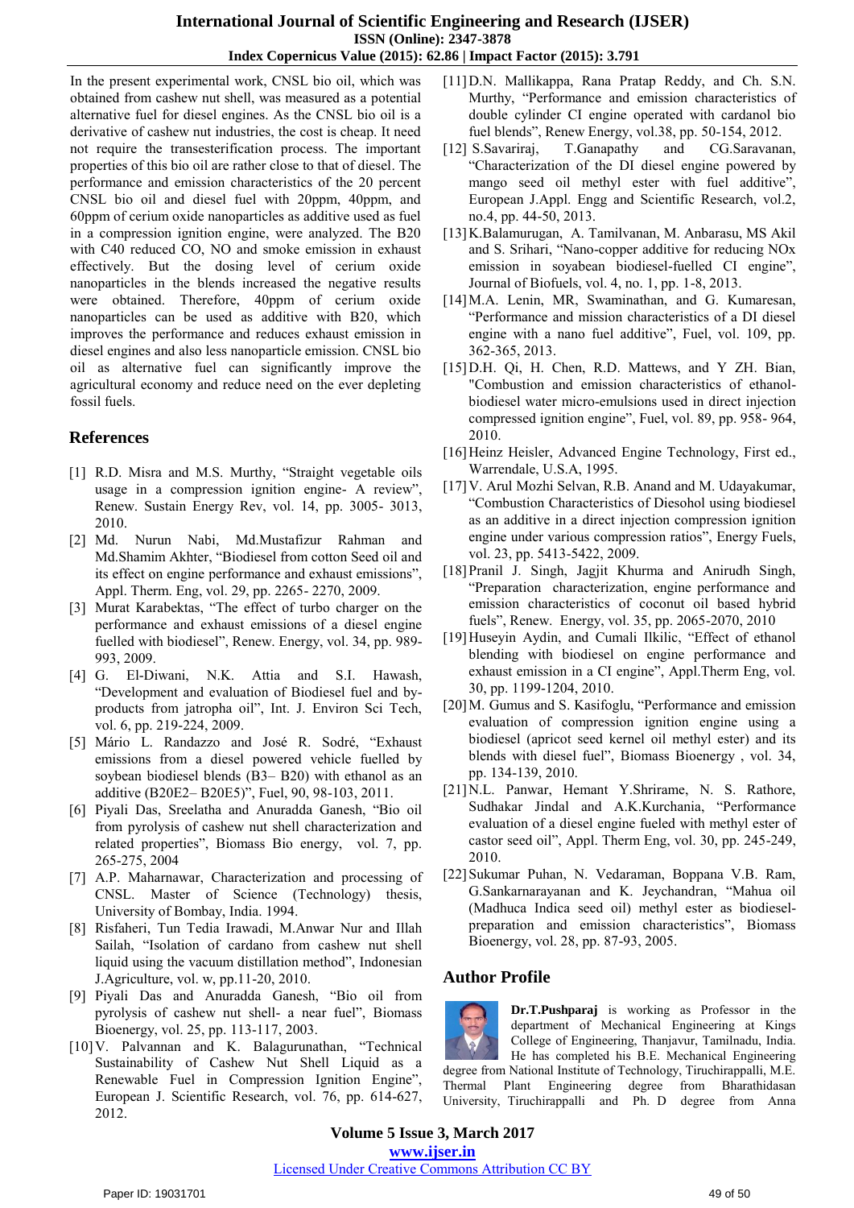In the present experimental work, CNSL bio oil, which was obtained from cashew nut shell, was measured as a potential alternative fuel for diesel engines. As the CNSL bio oil is a derivative of cashew nut industries, the cost is cheap. It need not require the transesterification process. The important properties of this bio oil are rather close to that of diesel. The performance and emission characteristics of the 20 percent CNSL bio oil and diesel fuel with 20ppm, 40ppm, and 60ppm of cerium oxide nanoparticles as additive used as fuel in a compression ignition engine, were analyzed. The B20 with C40 reduced CO, NO and smoke emission in exhaust effectively. But the dosing level of cerium oxide nanoparticles in the blends increased the negative results were obtained. Therefore, 40ppm of cerium oxide nanoparticles can be used as additive with B20, which improves the performance and reduces exhaust emission in diesel engines and also less nanoparticle emission. CNSL bio oil as alternative fuel can significantly improve the agricultural economy and reduce need on the ever depleting fossil fuels.

## References

[1] R.D. Misra and M.S. Murthy, "Straight vegetable oils usage in a compression ignition engine- A review", Renew. Sustain Energy Rev, vol. 14, pp. 3005- 3013, 2010.

[2] Md. Nurun Nabi, Md.Mustafizur Rahman and Md.Shamim Akhter, "Biodiesel from cotton Seed oil and its effect on engine performance and exhaust emissions", Appl. Therm. Eng, vol. 29, pp. 2265- 2270, 2009.

[3] Murat Karabektas, "The effect of turbo charger on the performance and exhaust emissions of a diesel engine fuelled with biodiesel", Renew. Energy, vol. 34, pp. 989-993, 2009.

[4] G. El-Diwani, N.K. Attia and S.I. Hawash, "Development and evaluation of Biodiesel fuel and by-products from jatropha oil", Int. J. Environ Sci Tech, vol. 6, pp. 219-224, 2009.

[5] Mário L. Randazzo and José R. Sodré, "Exhaust emissions from a diesel powered vehicle fuelled by soybean biodiesel blends (B3– B20) with ethanol as an additive (B20E2– B20E5)", Fuel, 90, 98-103, 2011.

[6] Piyali Das, Sreelatha and Anuradda Ganesh, "Bio oil from pyrolysis of cashew nut shell characterization and related properties", Biomass Bio energy, vol. 7, pp. 265-275, 2004

[7] A.P. Maharnawar, Characterization and processing of CNSL. Master of Science (Technology) thesis, University of Bombay, India. 1994.

[8] Risfaheri, Tun Tedia Irawadi, M.Anwar Nur and Illah Sailah, "Isolation of cardano from cashew nut shell liquid using the vacuum distillation method", Indonesian J.Agriculture, vol. w, pp.11-20, 2010.

[9] Piyali Das and Anuradda Ganesh, "Bio oil from pyrolysis of cashew nut shell- a near fuel", Biomass Bioenergy, vol. 25, pp. 113-117, 2003.

[10] V. Palvannan and K. Balagurunathan, "Technical Sustainability of Cashew Nut Shell Liquid as a Renewable Fuel in Compression Ignition Engine", European J. Scientific Research, vol. 76, pp. 614-627, 2012.

[11] D.N. Mallikappa, Rana Pratap Reddy, and Ch. S.N. Murthy, "Performance and emission characteristics of double cylinder CI engine operated with cardanol bio fuel blends", Renew Energy, vol.38, pp. 50-154, 2012.

[12] S.Savariraj, T.Ganapathy and CG.Saravanan, "Characterization of the DI diesel engine powered by mango seed oil methyl ester with fuel additive", European J.Appl. Engg and Scientific Research, vol.2, no.4, pp. 44-50, 2013.

[13] K.Balamurugan, A. Tamilvanan, M. Anbarasu, MS Akil and S. Srihari, "Nano-copper additive for reducing NOx emission in soyabean biodiesel-fuelled CI engine", Journal of Biofuels, vol. 4, no. 1, pp. 1-8, 2013.

[14] M.A. Lenin, MR, Swaminathan, and G. Kumaresan, "Performance and mission characteristics of a DI diesel engine with a nano fuel additive", Fuel, vol. 109, pp. 362-365, 2013.

[15] D.H. Qi, H. Chen, R.D. Mattews, and Y ZH. Bian, "Combustion and emission characteristics of ethanol-biodiesel water micro-emulsions used in direct injection compressed ignition engine", Fuel, vol. 89, pp. 958- 964, 2010.

[16] Heinz Heisler, Advanced Engine Technology, First ed., Warrendale, U.S.A, 1995.

[17] V. Arul Mozhi Selvan, R.B. Anand and M. Udayakumar, "Combustion Characteristics of Diesohol using biodiesel as an additive in a direct injection compression ignition engine under various compression ratios", Energy Fuels, vol. 23, pp. 5413-5422, 2009.

[18] Pranil J. Singh, Jagjit Khurma and Anirudh Singh, "Preparation characterization, engine performance and emission characteristics of coconut oil based hybrid fuels", Renew. Energy, vol. 35, pp. 2065-2070, 2010

[19] Huseyin Aydin, and Cumali Ilkilic, "Effect of ethanol blending with biodiesel on engine performance and exhaust emission in a CI engine", Appl.Therm Eng, vol. 30, pp. 1199-1204, 2010.

[20] M. Gumus and S. Kasifoglu, "Performance and emission evaluation of compression ignition engine using a biodiesel (apricot seed kernel oil methyl ester) and its blends with diesel fuel", Biomass Bioenergy , vol. 34, pp. 134-139, 2010.

[21] N.L. Panwar, Hemant Y.Shrirame, N. S. Rathore, Sudhakar Jindal and A.K.Kurchania, "Performance evaluation of a diesel engine fueled with methyl ester of castor seed oil", Appl. Therm Eng, vol. 30, pp. 245-249, 2010.

[22] Sukumar Puhan, N. Vedaraman, Boppana V.B. Ram, G.Sankarnarayanan and K. Jeychandran, "Mahua oil (Madhuca Indica seed oil) methyl ester as biodiesel-preparation and emission characteristics", Biomass Bioenergy, vol. 28, pp. 87-93, 2005.

## Author Profile

**Dr.T.Pushparaj** is working as Professor in the department of Mechanical Engineering at Kings College of Engineering, Thanjavur, Tamilnadu, India. He has completed his B.E. Mechanical Engineering degree from National Institute of Technology, Tiruchirappalli, M.E. Thermal Plant Engineering degree from Bharathidasan University, Tiruchirappalli and Ph. D degree from Anna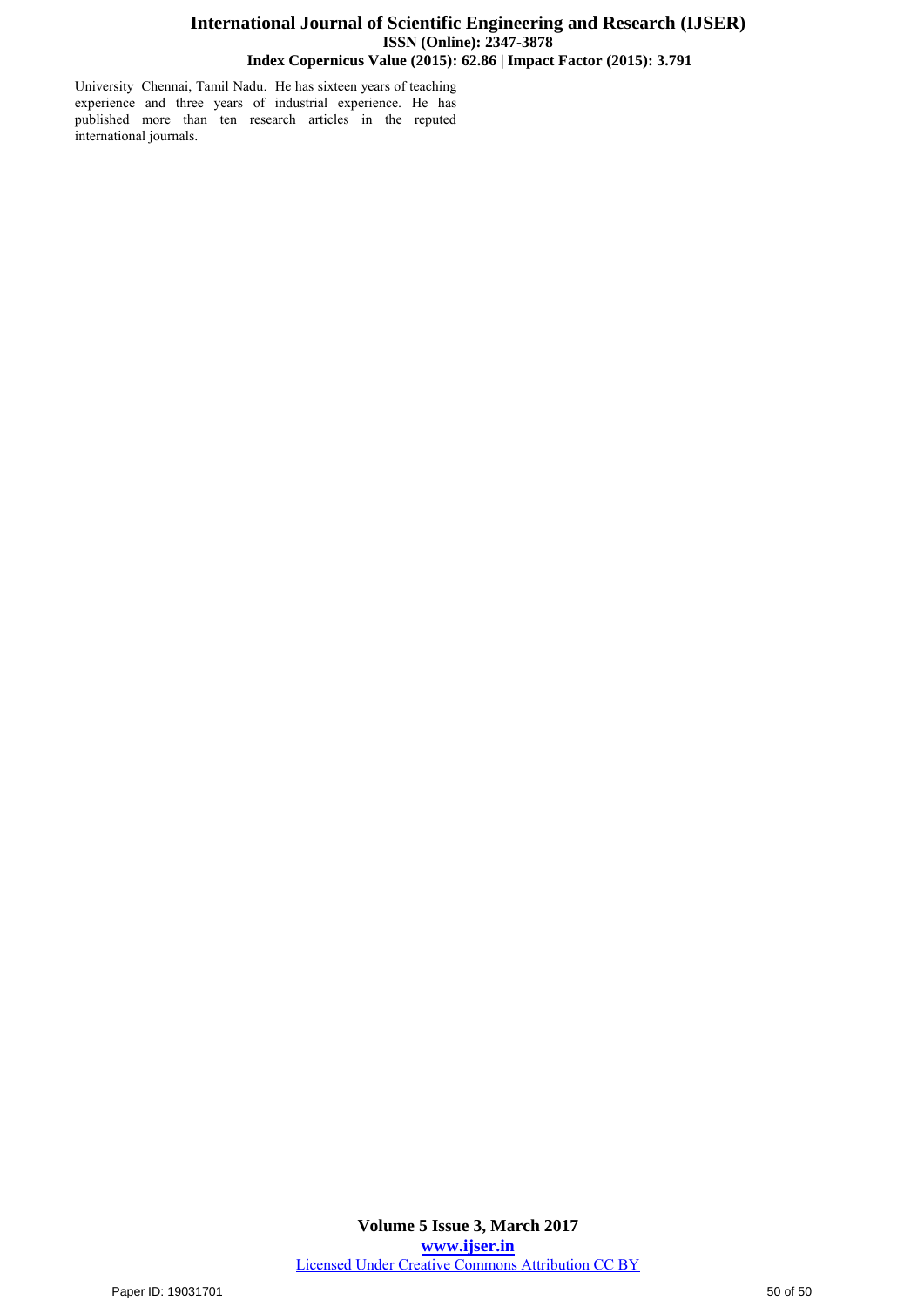University Chennai, Tamil Nadu. He has sixteen years of teaching experience and three years of industrial experience. He has published more than ten research articles in the reputed international journals.